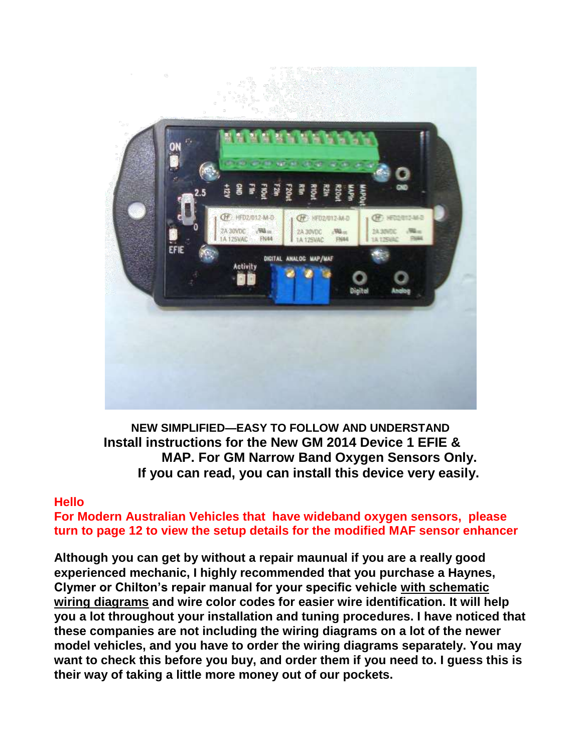**NEW SIMPLIFIED—EASY TO FOLLOW AND UNDERSTAND**

**Install instructions for the New GM 2014 Device 1 EFIE & MAP. For GM Narrow Band Oxygen Sensors Only.**

**If you can read, you can install this device very easily.**

**Hello**

**For Modern Australian Vehicles that have wideband oxygen sensors, please turn to page 12 to view the setup details for the modified MAF sensor enhancer**

**Although you can get by without a repair maunual if you are a really good experienced mechanic, I highly recommended that you purchase a Haynes, Clymer or Chilton's repair manual for your specific vehicle with schematic wiring diagrams and wire color codes for easier wire identification. It will help you a lot throughout your installation and tuning procedures. I have noticed that these companies are not including the wiring diagrams on a lot of the newer model vehicles, and you have to order the wiring diagrams separately. You may want to check this before you buy, and order them if you need to. I guess this is their way of taking a little more money out of our pockets.**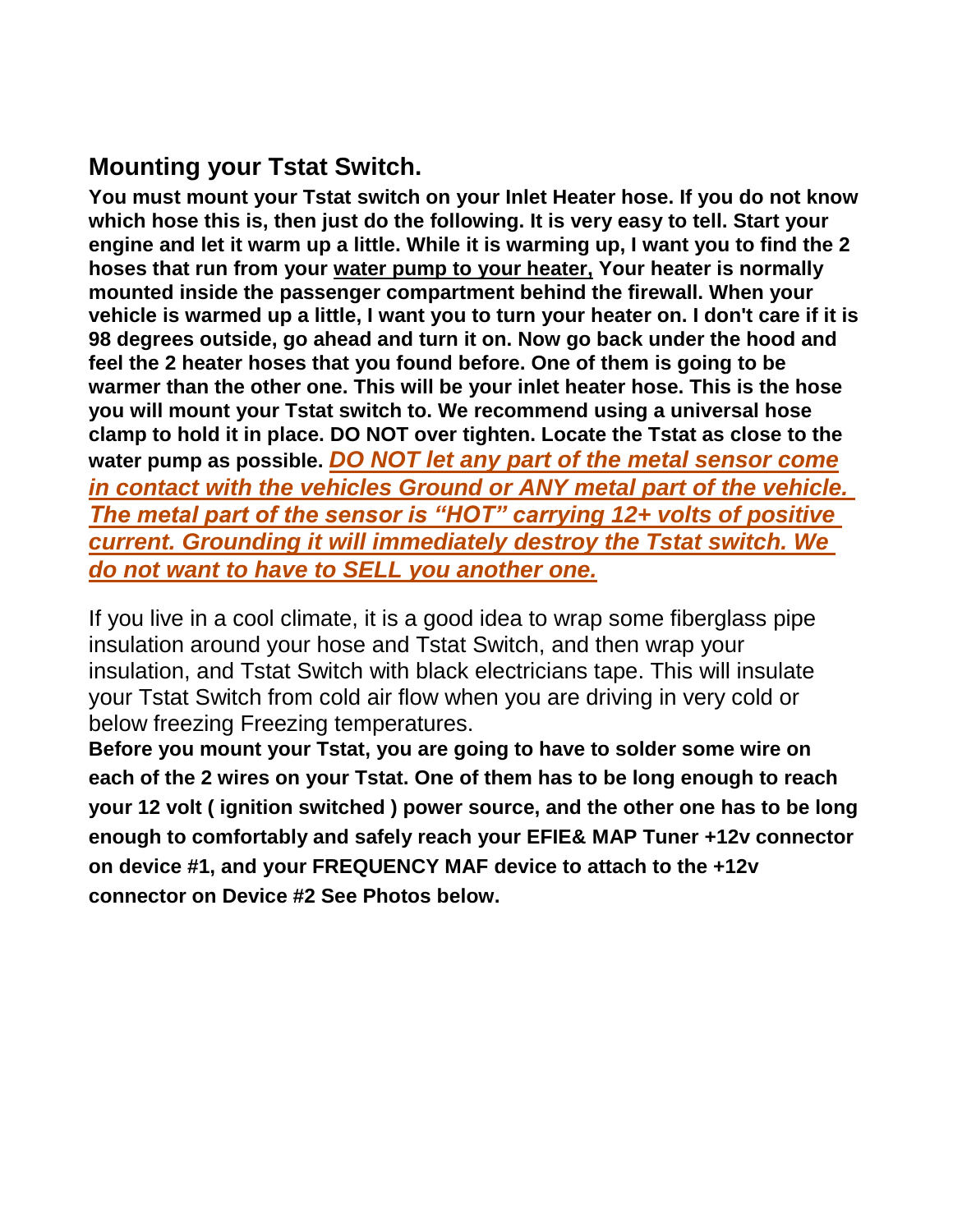## Mounting your Tstat Switch.

**You must mount your Tstat switch on your Inlet Heater hose. If you do not know which hose this is, then just do the following. It is very easy to tell. Start your engine and let it warm up a little. While it is warming up, I want you to find the 2 hoses that run from your <u>water pump to your heater,</u> Your heater is normally mounted inside the passenger compartment behind the firewall. When your vehicle is warmed up a little, I want you to turn your heater on. I don't care if it is 98 degrees outside, go ahead and turn it on. Now go back under the hood and feel the 2 heater hoses that you found before. One of them is going to be warmer than the other one. This will be your inlet heater hose. This is the hose you will mount your Tstat switch to. We recommend using a universal hose clamp to hold it in place. DO NOT over tighten. Locate the Tstat as close to the water pump as possible.** ***<u>DO NOT let any part of the metal sensor come in contact with the vehicles Ground or ANY metal part of the vehicle. The metal part of the sensor is "HOT" carrying 12+ volts of positive current. Grounding it will immediately destroy the Tstat switch. We do not want to have to SELL you another one.</u>***

If you live in a cool climate, it is a good idea to wrap some fiberglass pipe insulation around your hose and Tstat Switch, and then wrap your insulation, and Tstat Switch with black electricians tape. This will insulate your Tstat Switch from cold air flow when you are driving in very cold or below freezing Freezing temperatures.

**Before you mount your Tstat, you are going to have to solder some wire on each of the 2 wires on your Tstat. One of them has to be long enough to reach your 12 volt ( ignition switched ) power source, and the other one has to be long enough to comfortably and safely reach your EFIE& MAP Tuner +12v connector on device #1, and your FREQUENCY MAF device to attach to the +12v connector on Device #2 See Photos below.**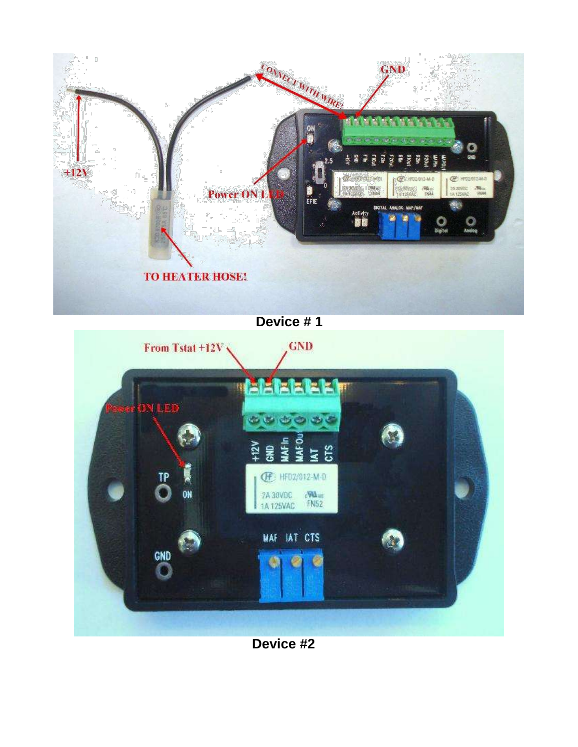Device # 1

Device #2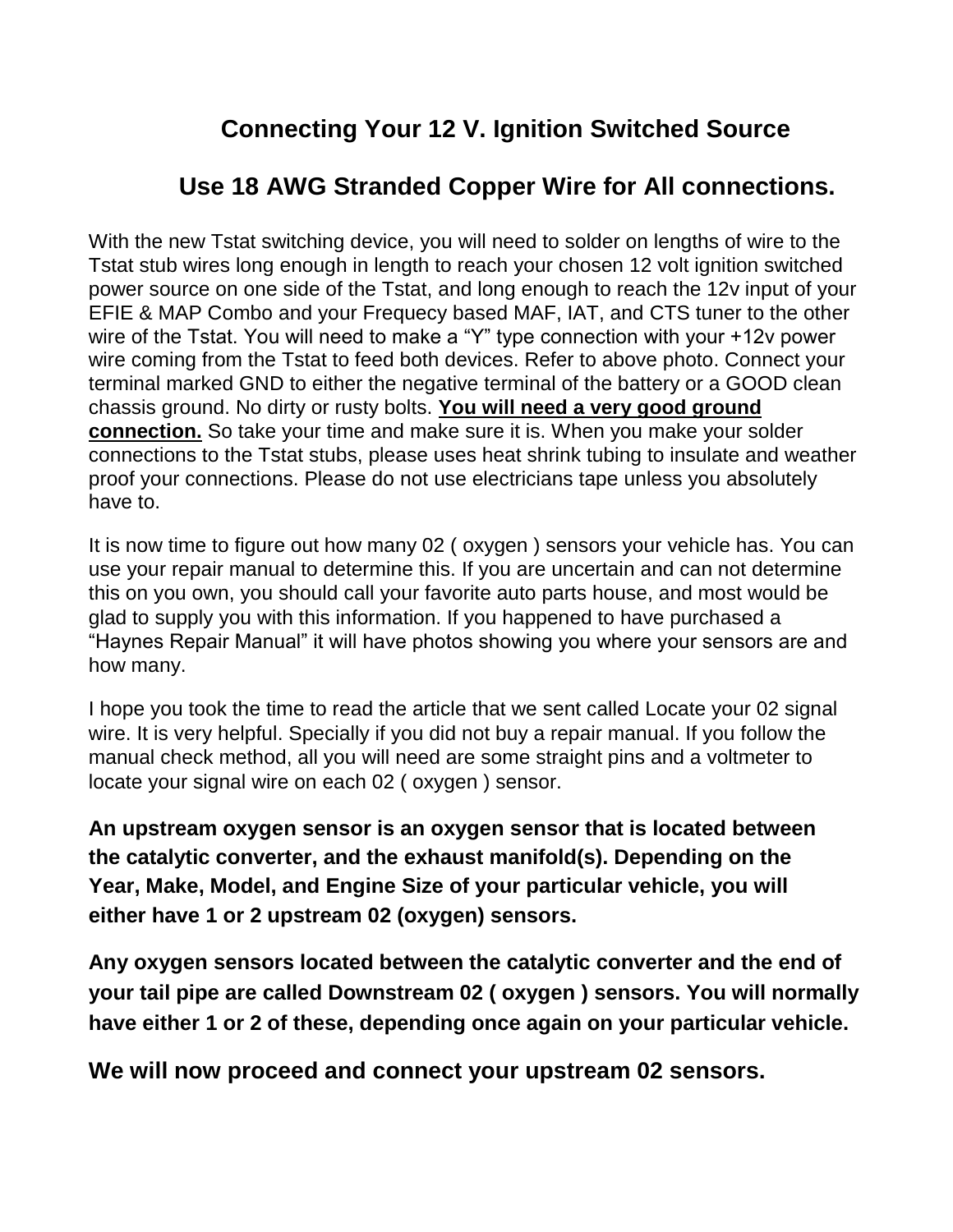## Connecting Your 12 V. Ignition Switched Source

## Use 18 AWG Stranded Copper Wire for All connections.

With the new Tstat switching device, you will need to solder on lengths of wire to the Tstat stub wires long enough in length to reach your chosen 12 volt ignition switched power source on one side of the Tstat, and long enough to reach the 12v input of your EFIE & MAP Combo and your Frequecy based MAF, IAT, and CTS tuner to the other wire of the Tstat. You will need to make a “Y” type connection with your +12v power wire coming from the Tstat to feed both devices. Refer to above photo. Connect your terminal marked GND to either the negative terminal of the battery or a GOOD clean chassis ground. No dirty or rusty bolts. **You will need a very good ground connection.** So take your time and make sure it is. When you make your solder connections to the Tstat stubs, please uses heat shrink tubing to insulate and weather proof your connections. Please do not use electricians tape unless you absolutely have to.

It is now time to figure out how many 02 ( oxygen ) sensors your vehicle has. You can use your repair manual to determine this. If you are uncertain and can not determine this on you own, you should call your favorite auto parts house, and most would be glad to supply you with this information. If you happened to have purchased a “Haynes Repair Manual” it will have photos showing you where your sensors are and how many.

I hope you took the time to read the article that we sent called Locate your 02 signal wire. It is very helpful. Specially if you did not buy a repair manual. If you follow the manual check method, all you will need are some straight pins and a voltmeter to locate your signal wire on each 02 ( oxygen ) sensor.

**An upstream oxygen sensor is an oxygen sensor that is located between the catalytic converter, and the exhaust manifold(s). Depending on the Year, Make, Model, and Engine Size of your particular vehicle, you will either have 1 or 2 upstream 02 (oxygen) sensors.**

**Any oxygen sensors located between the catalytic converter and the end of your tail pipe are called Downstream 02 ( oxygen ) sensors. You will normally have either 1 or 2 of these, depending once again on your particular vehicle.**

**We will now proceed and connect your upstream 02 sensors.**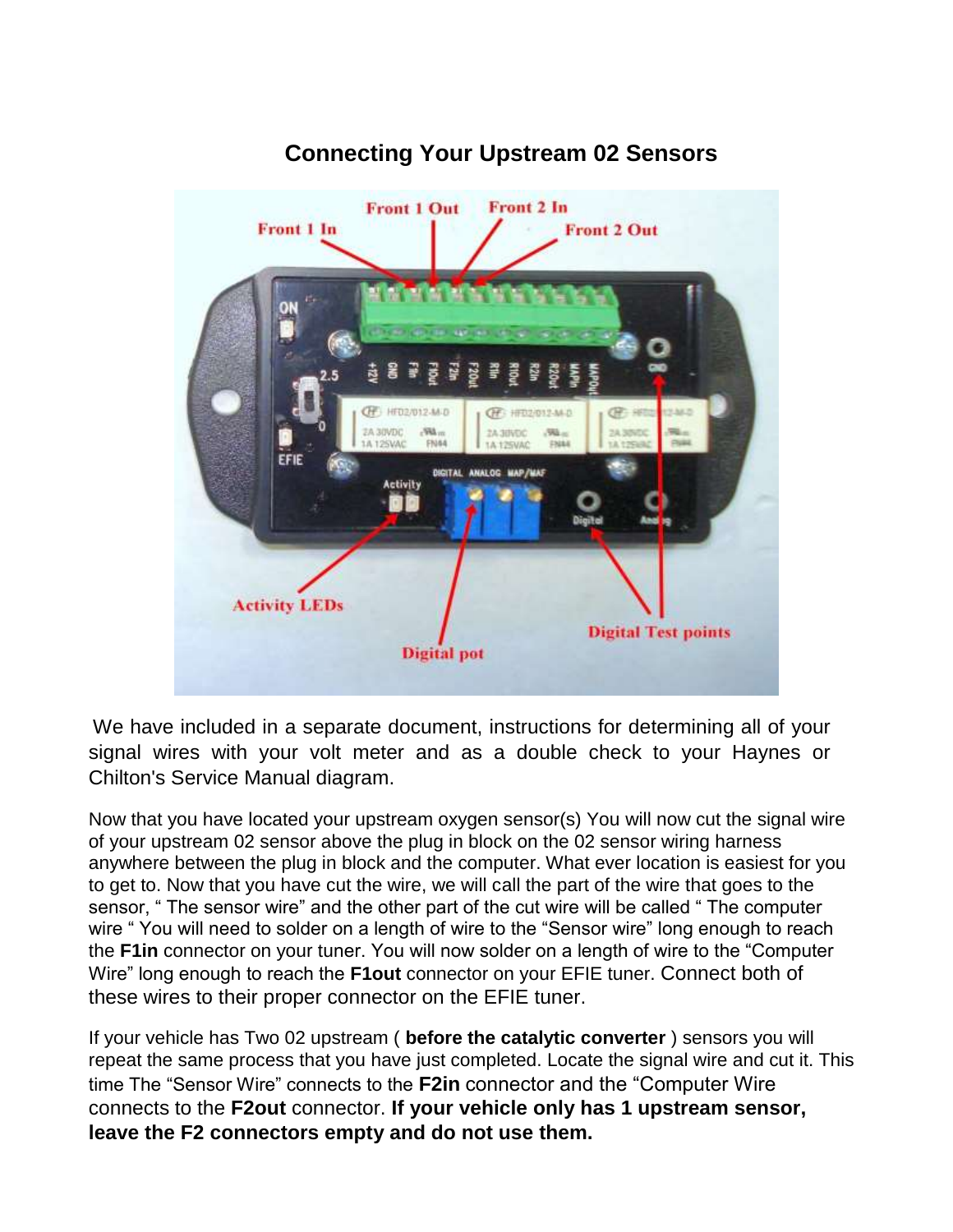## Connecting Your Upstream 02 Sensors

We have included in a separate document, instructions for determining all of your signal wires with your volt meter and as a double check to your Haynes or Chilton's Service Manual diagram.

Now that you have located your upstream oxygen sensor(s) You will now cut the signal wire of your upstream 02 sensor above the plug in block on the 02 sensor wiring harness anywhere between the plug in block and the computer. What ever location is easiest for you to get to. Now that you have cut the wire, we will call the part of the wire that goes to the sensor, " The sensor wire" and the other part of the cut wire will be called " The computer wire " You will need to solder on a length of wire to the "Sensor wire" long enough to reach the **F1in** connector on your tuner. You will now solder on a length of wire to the "Computer Wire" long enough to reach the **F1out** connector on your EFIE tuner. Connect both of these wires to their proper connector on the EFIE tuner.

If your vehicle has Two 02 upstream ( **before the catalytic converter** ) sensors you will repeat the same process that you have just completed. Locate the signal wire and cut it. This time The "Sensor Wire" connects to the **F2in** connector and the "Computer Wire connects to the **F2out** connector. **If your vehicle only has 1 upstream sensor, leave the F2 connectors empty and do not use them.**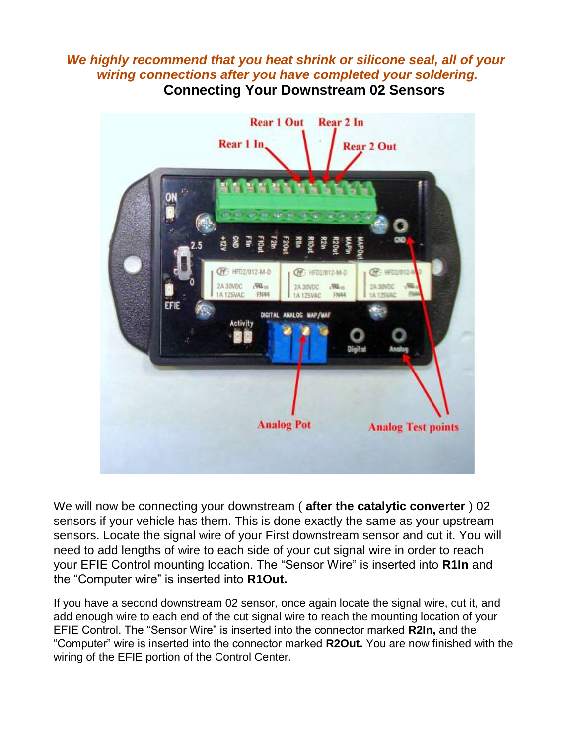***We highly recommend that you heat shrink or silicone seal, all of your wiring connections after you have completed your soldering.***

## Connecting Your Downstream 02 Sensors

We will now be connecting your downstream ( **after the catalytic converter** ) 02 sensors if your vehicle has them. This is done exactly the same as your upstream sensors. Locate the signal wire of your First downstream sensor and cut it. You will need to add lengths of wire to each side of your cut signal wire in order to reach your EFIE Control mounting location. The "Sensor Wire" is inserted into **R1In** and the "Computer wire" is inserted into **R1Out.**

If you have a second downstream 02 sensor, once again locate the signal wire, cut it, and add enough wire to each end of the cut signal wire to reach the mounting location of your EFIE Control. The "Sensor Wire" is inserted into the connector marked **R2In,** and the "Computer" wire is inserted into the connector marked **R2Out.** You are now finished with the wiring of the EFIE portion of the Control Center.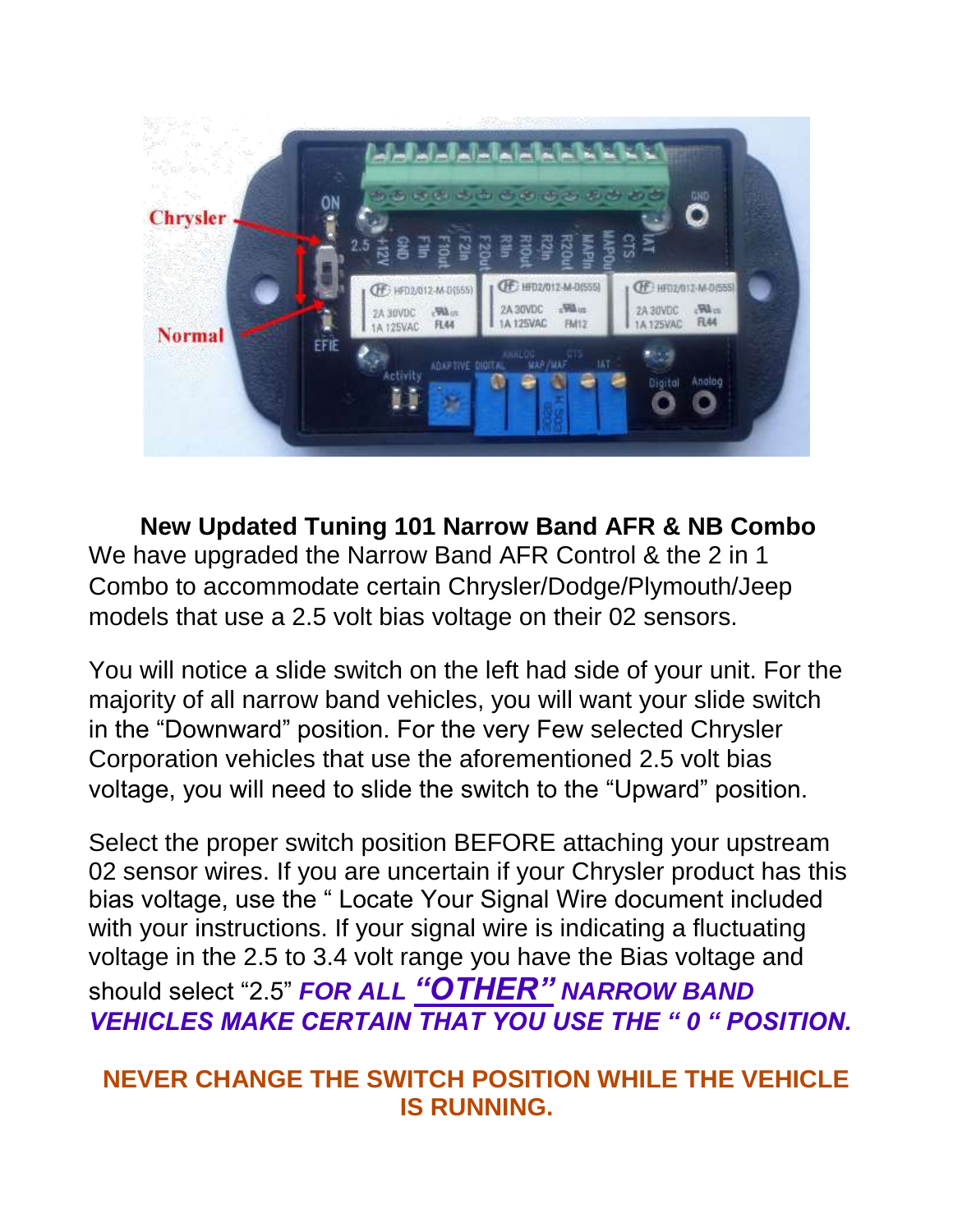**New Updated Tuning 101 Narrow Band AFR & NB Combo**

We have upgraded the Narrow Band AFR Control & the 2 in 1 Combo to accommodate certain Chrysler/Dodge/Plymouth/Jeep models that use a 2.5 volt bias voltage on their 02 sensors.

You will notice a slide switch on the left had side of your unit. For the majority of all narrow band vehicles, you will want your slide switch in the "Downward" position. For the very Few selected Chrysler Corporation vehicles that use the aforementioned 2.5 volt bias voltage, you will need to slide the switch to the "Upward" position.

Select the proper switch position BEFORE attaching your upstream 02 sensor wires. If you are uncertain if your Chrysler product has this bias voltage, use the " Locate Your Signal Wire document included with your instructions. If your signal wire is indicating a fluctuating voltage in the 2.5 to 3.4 volt range you have the Bias voltage and should select "2.5" ***FOR ALL "OTHER" NARROW BAND VEHICLES MAKE CERTAIN THAT YOU USE THE " 0 " POSITION.***

**NEVER CHANGE THE SWITCH POSITION WHILE THE VEHICLE IS RUNNING.**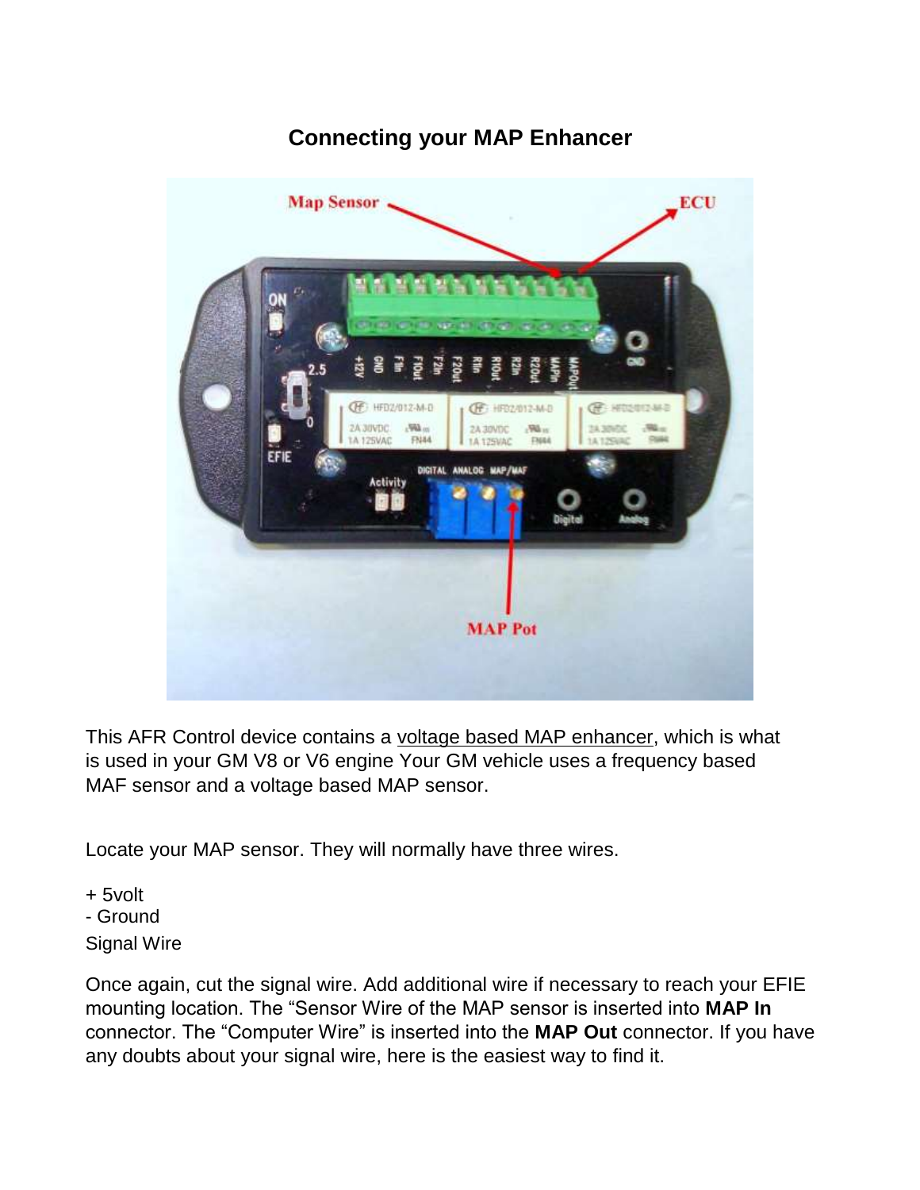## Connecting your MAP Enhancer

This AFR Control device contains a voltage based MAP enhancer, which is what is used in your GM V8 or V6 engine Your GM vehicle uses a frequency based MAF sensor and a voltage based MAP sensor.

Locate your MAP sensor. They will normally have three wires.

+ 5volt
- Ground

Signal Wire

Once again, cut the signal wire. Add additional wire if necessary to reach your EFIE mounting location. The "Sensor Wire of the MAP sensor is inserted into **MAP In** connector. The "Computer Wire" is inserted into the **MAP Out** connector. If you have any doubts about your signal wire, here is the easiest way to find it.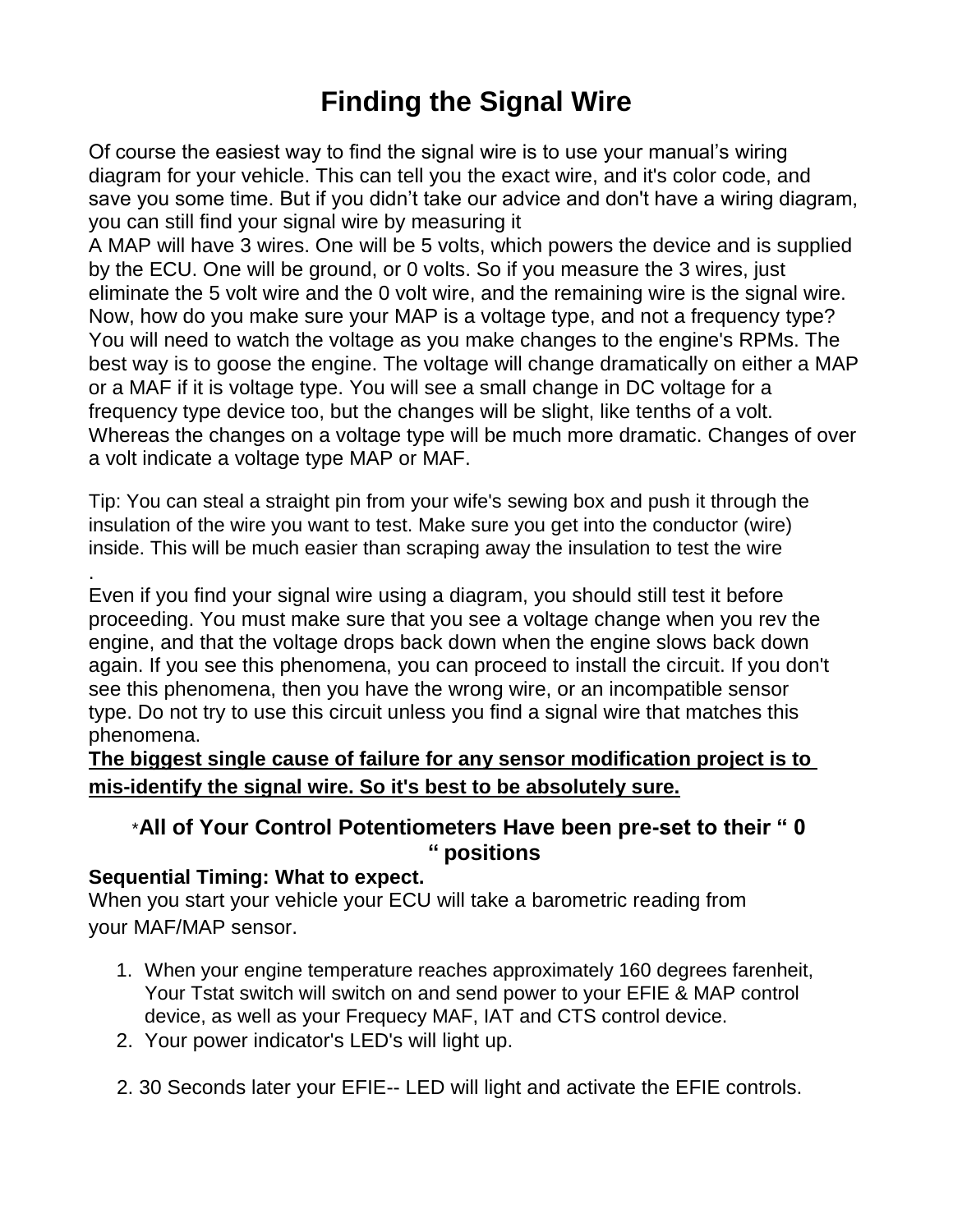# Finding the Signal Wire

Of course the easiest way to find the signal wire is to use your manual's wiring diagram for your vehicle. This can tell you the exact wire, and it's color code, and save you some time. But if you didn't take our advice and don't have a wiring diagram, you can still find your signal wire by measuring it

A MAP will have 3 wires. One will be 5 volts, which powers the device and is supplied by the ECU. One will be ground, or 0 volts. So if you measure the 3 wires, just eliminate the 5 volt wire and the 0 volt wire, and the remaining wire is the signal wire. Now, how do you make sure your MAP is a voltage type, and not a frequency type? You will need to watch the voltage as you make changes to the engine's RPMs. The best way is to goose the engine. The voltage will change dramatically on either a MAP or a MAF if it is voltage type. You will see a small change in DC voltage for a frequency type device too, but the changes will be slight, like tenths of a volt. Whereas the changes on a voltage type will be much more dramatic. Changes of over a volt indicate a voltage type MAP or MAF.

Tip: You can steal a straight pin from your wife's sewing box and push it through the insulation of the wire you want to test. Make sure you get into the conductor (wire) inside. This will be much easier than scraping away the insulation to test the wire

.
Even if you find your signal wire using a diagram, you should still test it before proceeding. You must make sure that you see a voltage change when you rev the engine, and that the voltage drops back down when the engine slows back down again. If you see this phenomena, you can proceed to install the circuit. If you don't see this phenomena, then you have the wrong wire, or an incompatible sensor type. Do not try to use this circuit unless you find a signal wire that matches this phenomena.

**<u>The biggest single cause of failure for any sensor modification project is to mis-identify the signal wire. So it's best to be absolutely sure.</u>**

**\*All of Your Control Potentiometers Have been pre-set to their " 0 " positions**

**Sequential Timing: What to expect.**

When you start your vehicle your ECU will take a barometric reading from your MAF/MAP sensor.

1. When your engine temperature reaches approximately 160 degrees farenheit, Your Tstat switch will switch on and send power to your EFIE & MAP control device, as well as your Frequecy MAF, IAT and CTS control device.
2. Your power indicator's LED's will light up.

2. 30 Seconds later your EFIE-- LED will light and activate the EFIE controls.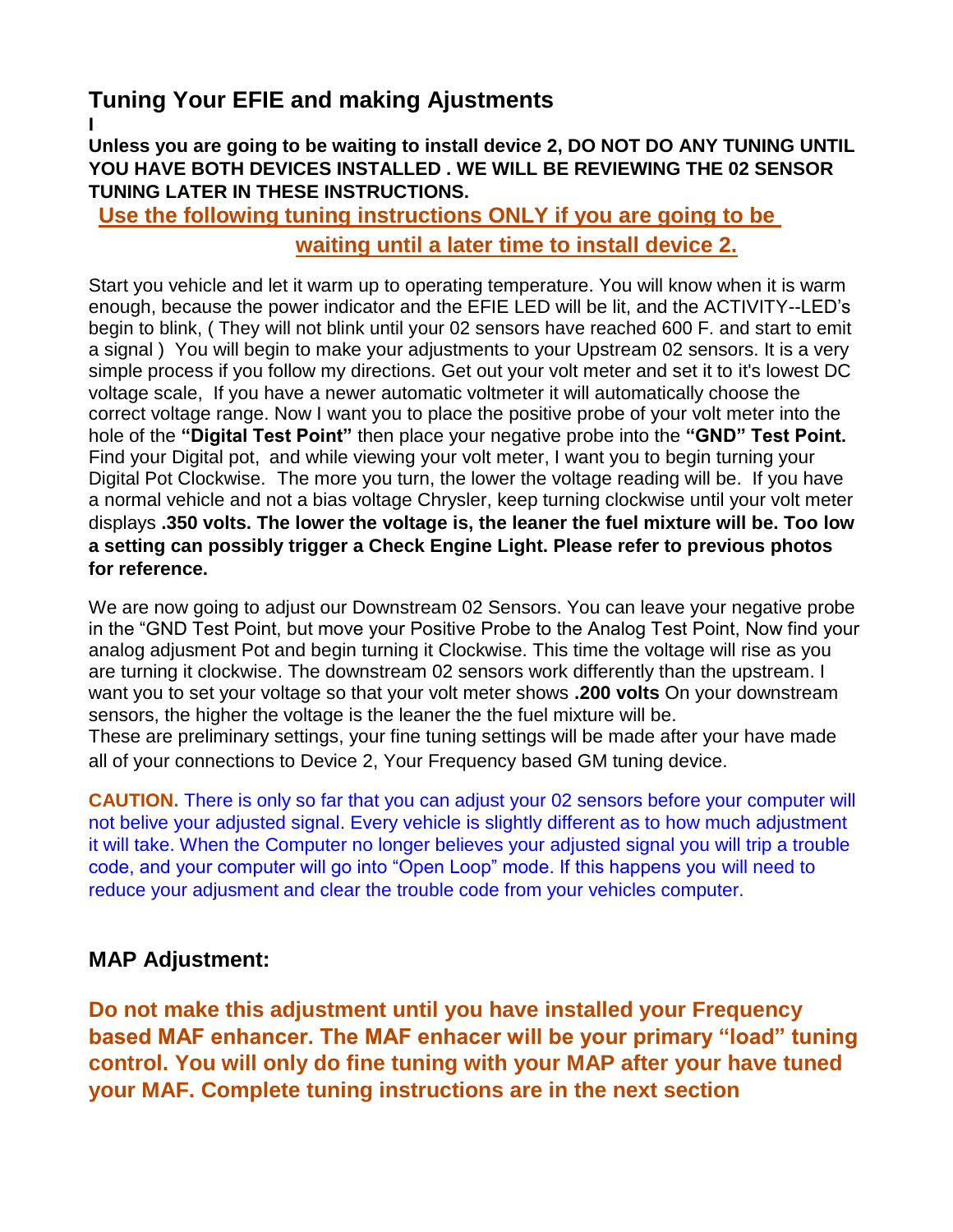## Tuning Your EFIE and making Ajustments

I

**Unless you are going to be waiting to install device 2, DO NOT DO ANY TUNING UNTIL YOU HAVE BOTH DEVICES INSTALLED . WE WILL BE REVIEWING THE 02 SENSOR TUNING LATER IN THESE INSTRUCTIONS.**

**Use the following tuning instructions ONLY if you are going to be waiting until a later time to install device 2.**

Start you vehicle and let it warm up to operating temperature. You will know when it is warm enough, because the power indicator and the EFIE LED will be lit, and the ACTIVITY--LED's begin to blink, ( They will not blink until your 02 sensors have reached 600 F. and start to emit a signal ) You will begin to make your adjustments to your Upstream 02 sensors. It is a very simple process if you follow my directions. Get out your volt meter and set it to it's lowest DC voltage scale, If you have a newer automatic voltmeter it will automatically choose the correct voltage range. Now I want you to place the positive probe of your volt meter into the hole of the **"Digital Test Point"** then place your negative probe into the **"GND" Test Point.** Find your Digital pot, and while viewing your volt meter, I want you to begin turning your Digital Pot Clockwise. The more you turn, the lower the voltage reading will be. If you have a normal vehicle and not a bias voltage Chrysler, keep turning clockwise until your volt meter displays **.350 volts. The lower the voltage is, the leaner the fuel mixture will be. Too low a setting can possibly trigger a Check Engine Light. Please refer to previous photos for reference.**

We are now going to adjust our Downstream 02 Sensors. You can leave your negative probe in the "GND Test Point, but move your Positive Probe to the Analog Test Point, Now find your analog adjusment Pot and begin turning it Clockwise. This time the voltage will rise as you are turning it clockwise. The downstream 02 sensors work differently than the upstream. I want you to set your voltage so that your volt meter shows **.200 volts** On your downstream sensors, the higher the voltage is the leaner the the fuel mixture will be.
These are preliminary settings, your fine tuning settings will be made after your have made all of your connections to Device 2, Your Frequency based GM tuning device.

**CAUTION.** There is only so far that you can adjust your 02 sensors before your computer will not belive your adjusted signal. Every vehicle is slightly different as to how much adjustment it will take. When the Computer no longer believes your adjusted signal you will trip a trouble code, and your computer will go into "Open Loop" mode. If this happens you will need to reduce your adjusment and clear the trouble code from your vehicles computer.

### MAP Adjustment:

**Do not make this adjustment until you have installed your Frequency based MAF enhancer. The MAF enhacer will be your primary "load" tuning control. You will only do fine tuning with your MAP after your have tuned your MAF. Complete tuning instructions are in the next section**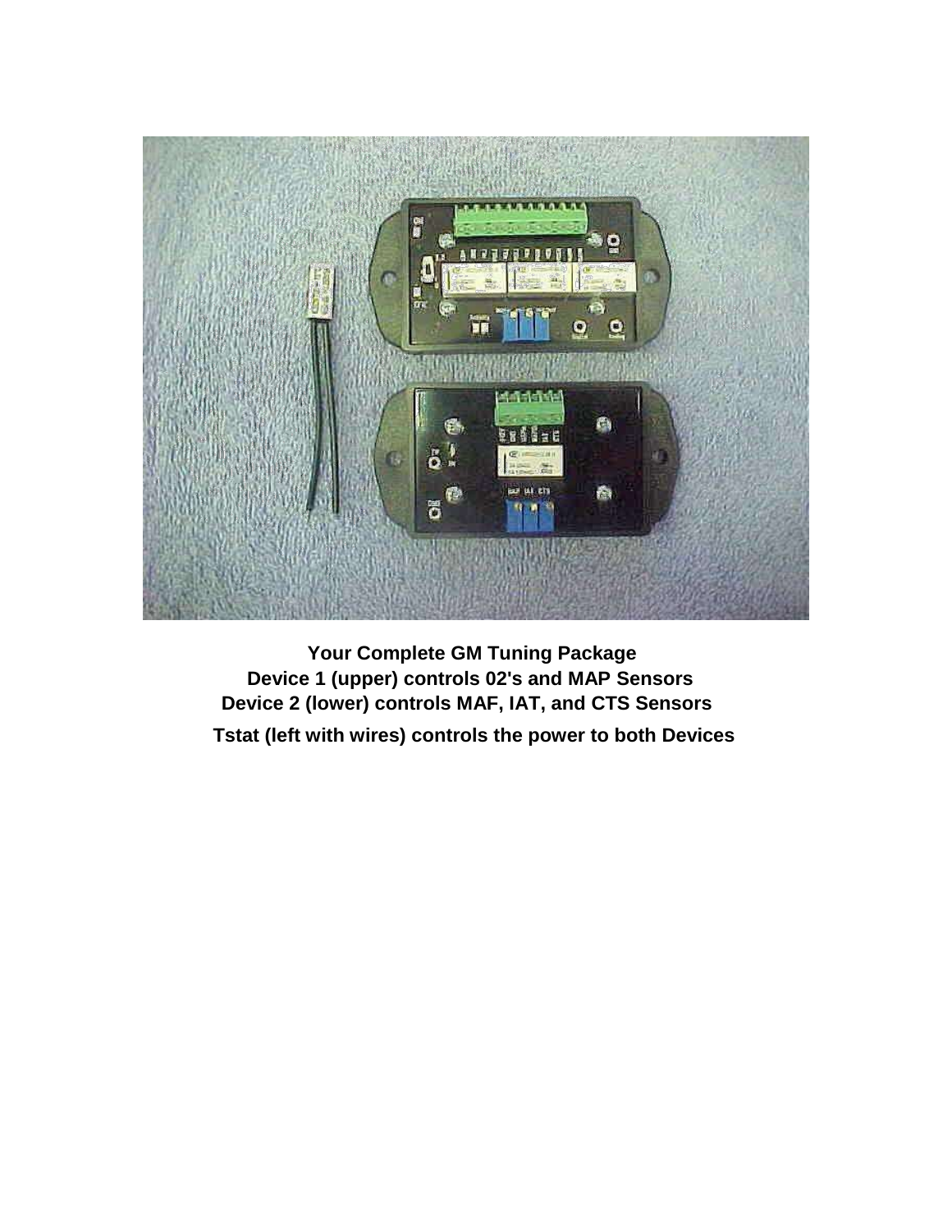**Your Complete GM Tuning Package**
**Device 1 (upper) controls 02's and MAP Sensors**
**Device 2 (lower) controls MAF, IAT, and CTS Sensors**
**Tstat (left with wires) controls the power to both Devices**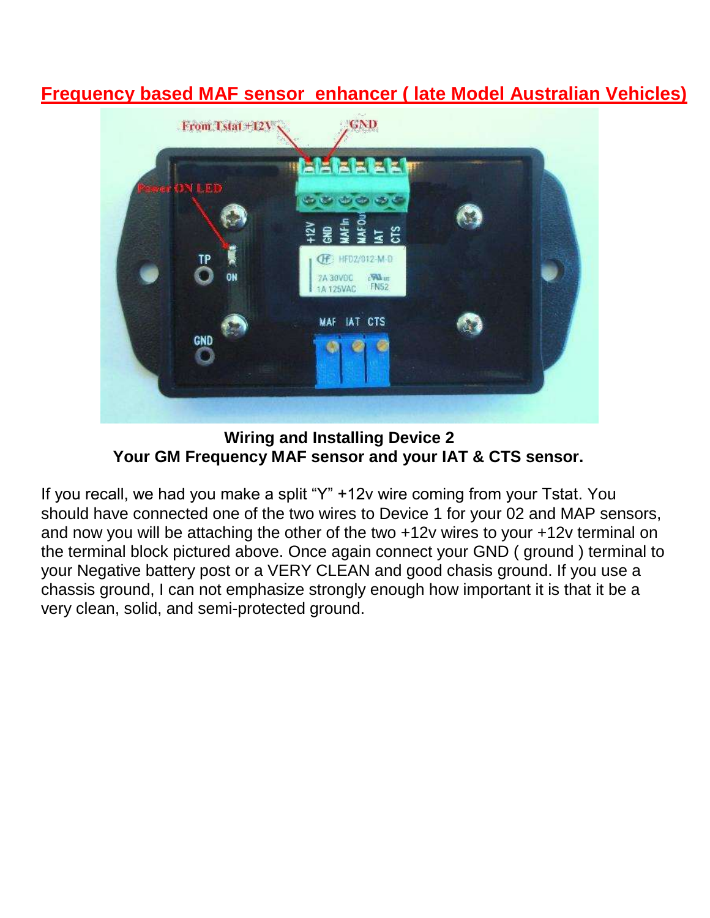# Frequency based MAF sensor enhancer ( late Model Australian Vehicles)

**Wiring and Installing Device 2**
**Your GM Frequency MAF sensor and your IAT & CTS sensor.**

If you recall, we had you make a split "Y" +12v wire coming from your Tstat. You should have connected one of the two wires to Device 1 for your 02 and MAP sensors, and now you will be attaching the other of the two +12v wires to your +12v terminal on the terminal block pictured above. Once again connect your GND ( ground ) terminal to your Negative battery post or a VERY CLEAN and good chasis ground. If you use a chassis ground, I can not emphasize strongly enough how important it is that it be a very clean, solid, and semi-protected ground.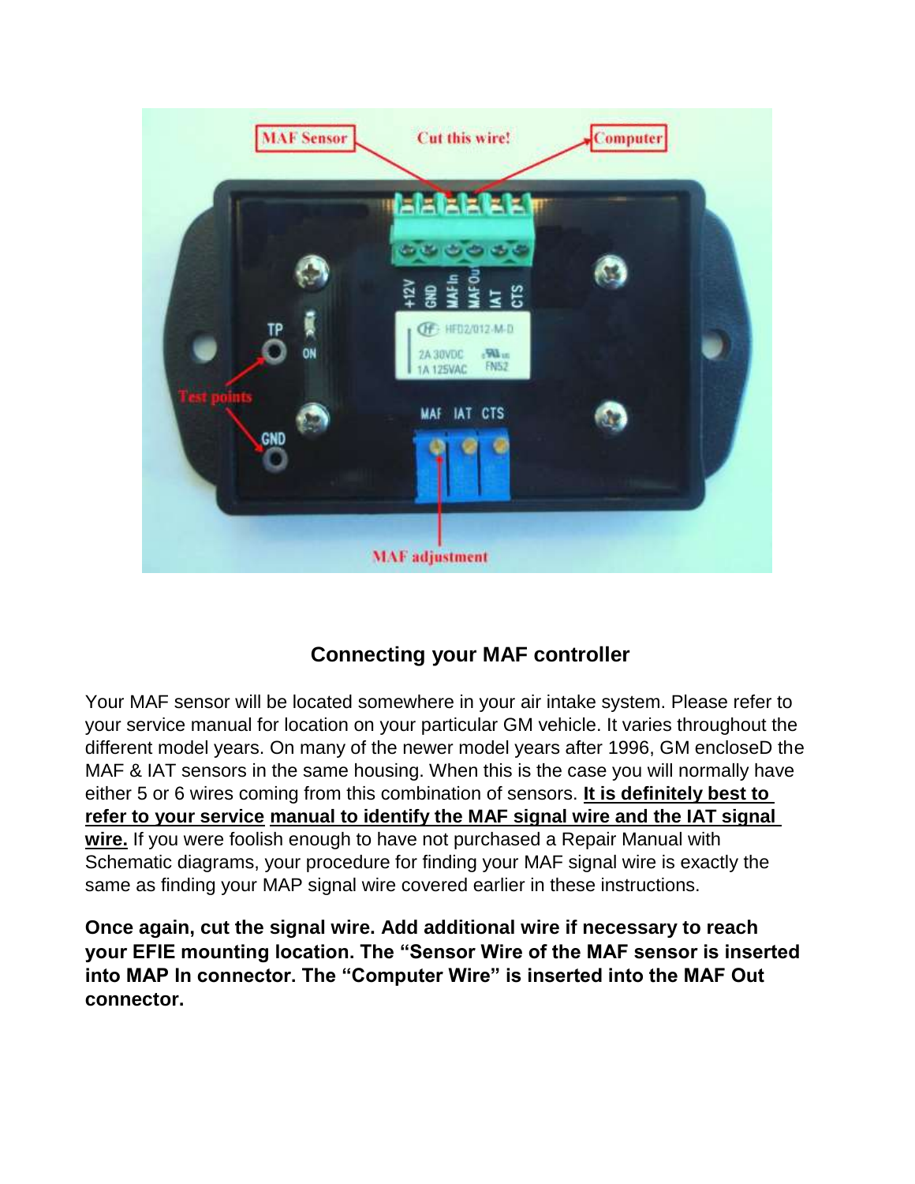## Connecting your MAF controller

Your MAF sensor will be located somewhere in your air intake system. Please refer to your service manual for location on your particular GM vehicle. It varies throughout the different model years. On many of the newer model years after 1996, GM encloseD the MAF & IAT sensors in the same housing. When this is the case you will normally have either 5 or 6 wires coming from this combination of sensors. **It is definitely best to refer to your service manual to identify the MAF signal wire and the IAT signal wire.** If you were foolish enough to have not purchased a Repair Manual with Schematic diagrams, your procedure for finding your MAF signal wire is exactly the same as finding your MAP signal wire covered earlier in these instructions.

**Once again, cut the signal wire. Add additional wire if necessary to reach your EFIE mounting location. The "Sensor Wire of the MAF sensor is inserted into MAP In connector. The "Computer Wire" is inserted into the MAF Out connector.**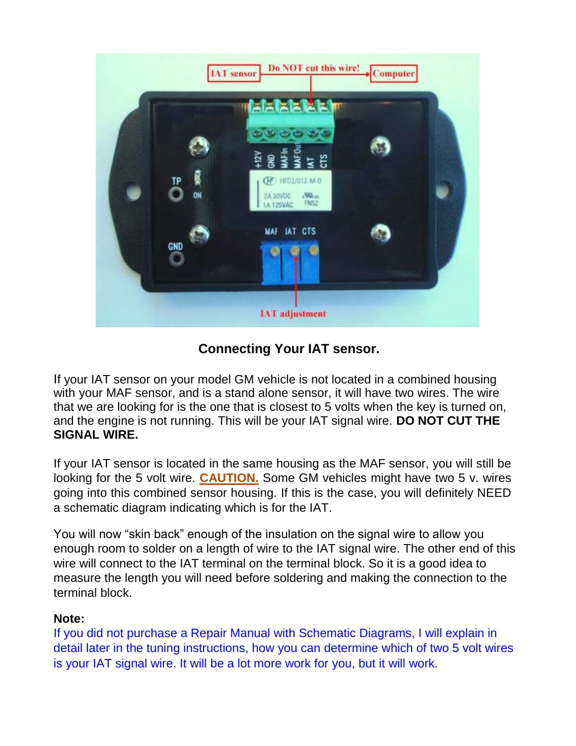**Connecting Your IAT sensor.**

If your IAT sensor on your model GM vehicle is not located in a combined housing with your MAF sensor, and is a stand alone sensor, it will have two wires. The wire that we are looking for is the one that is closest to 5 volts when the key is turned on, and the engine is not running. This will be your IAT signal wire. **DO NOT CUT THE SIGNAL WIRE.**

If your IAT sensor is located in the same housing as the MAF sensor, you will still be looking for the 5 volt wire. **CAUTION.** Some GM vehicles might have two 5 v. wires going into this combined sensor housing. If this is the case, you will definitely NEED a schematic diagram indicating which is for the IAT.

You will now "skin back" enough of the insulation on the signal wire to allow you enough room to solder on a length of wire to the IAT signal wire. The other end of this wire will connect to the IAT terminal on the terminal block. So it is a good idea to measure the length you will need before soldering and making the connection to the terminal block.

**Note:**

If you did not purchase a Repair Manual with Schematic Diagrams, I will explain in detail later in the tuning instructions, how you can determine which of two 5 volt wires is your IAT signal wire. It will be a lot more work for you, but it will work.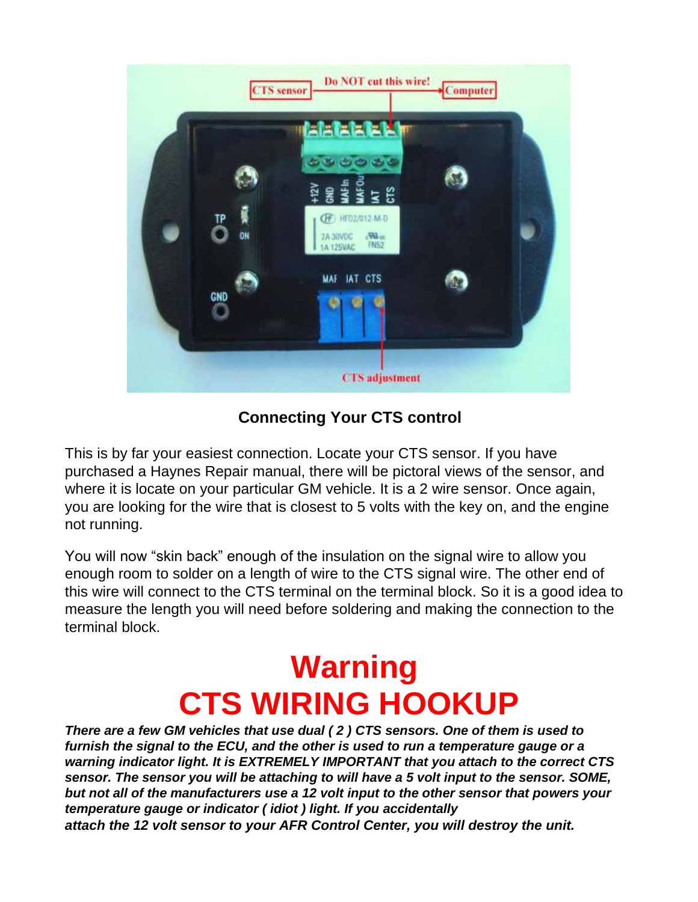## Connecting Your CTS control

This is by far your easiest connection. Locate your CTS sensor. If you have purchased a Haynes Repair manual, there will be pictoral views of the sensor, and where it is locate on your particular GM vehicle. It is a 2 wire sensor. Once again, you are looking for the wire that is closest to 5 volts with the key on, and the engine not running.

You will now “skin back” enough of the insulation on the signal wire to allow you enough room to solder on a length of wire to the CTS signal wire. The other end of this wire will connect to the CTS terminal on the terminal block. So it is a good idea to measure the length you will need before soldering and making the connection to the terminal block.

# Warning
# CTS WIRING HOOKUP

***There are a few GM vehicles that use dual ( 2 ) CTS sensors. One of them is used to furnish the signal to the ECU, and the other is used to run a temperature gauge or a warning indicator light. It is EXTREMELY IMPORTANT that you attach to the correct CTS sensor. The sensor you will be attaching to will have a 5 volt input to the sensor. SOME, but not all of the manufacturers use a 12 volt input to the other sensor that powers your temperature gauge or indicator ( idiot ) light. If you accidentally attach the 12 volt sensor to your AFR Control Center, you will destroy the unit.***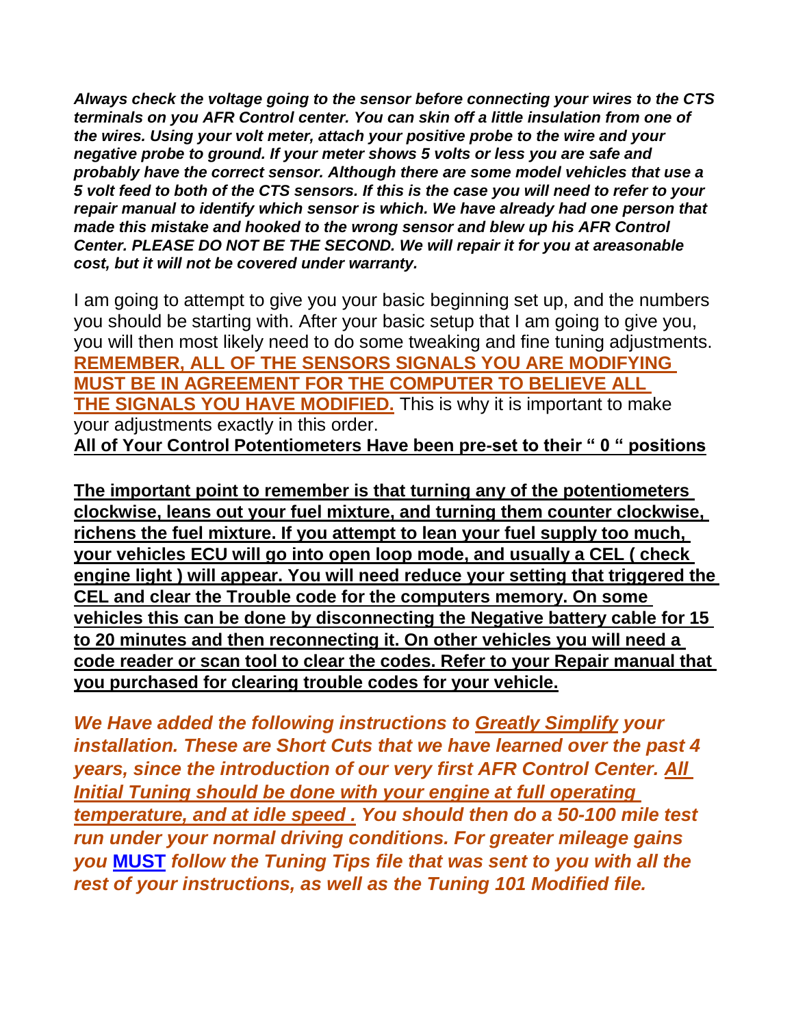***Always check the voltage going to the sensor before connecting your wires to the CTS terminals on you AFR Control center. You can skin off a little insulation from one of the wires. Using your volt meter, attach your positive probe to the wire and your negative probe to ground. If your meter shows 5 volts or less you are safe and probably have the correct sensor. Although there are some model vehicles that use a 5 volt feed to both of the CTS sensors. If this is the case you will need to refer to your repair manual to identify which sensor is which. We have already had one person that made this mistake and hooked to the wrong sensor and blew up his AFR Control Center. PLEASE DO NOT BE THE SECOND. We will repair it for you at areasonable cost, but it will not be covered under warranty.***

I am going to attempt to give you your basic beginning set up, and the numbers you should be starting with. After your basic setup that I am going to give you, you will then most likely need to do some tweaking and fine tuning adjustments. <u>**REMEMBER, ALL OF THE SENSORS SIGNALS YOU ARE MODIFYING MUST BE IN AGREEMENT FOR THE COMPUTER TO BELIEVE ALL THE SIGNALS YOU HAVE MODIFIED.**</u> This is why it is important to make your adjustments exactly in this order.

<u>**All of Your Control Potentiometers Have been pre-set to their " 0 " positions**</u>

<u>**The important point to remember is that turning any of the potentiometers clockwise, leans out your fuel mixture, and turning them counter clockwise, richens the fuel mixture. If you attempt to lean your fuel supply too much, your vehicles ECU will go into open loop mode, and usually a CEL ( check engine light ) will appear. You will need reduce your setting that triggered the CEL and clear the Trouble code for the computers memory. On some vehicles this can be done by disconnecting the Negative battery cable for 15 to 20 minutes and then reconnecting it. On other vehicles you will need a code reader or scan tool to clear the codes. Refer to your Repair manual that you purchased for clearing trouble codes for your vehicle.**</u>

***We Have added the following instructions to <u>Greatly Simplify</u> your installation. These are Short Cuts that we have learned over the past 4 years, since the introduction of our very first AFR Control Center. <u>All Initial Tuning should be done with your engine at full operating temperature, and at idle speed .</u> You should then do a 50-100 mile test run under your normal driving conditions. For greater mileage gains you <u>MUST</u> follow the Tuning Tips file that was sent to you with all the rest of your instructions, as well as the Tuning 101 Modified file.***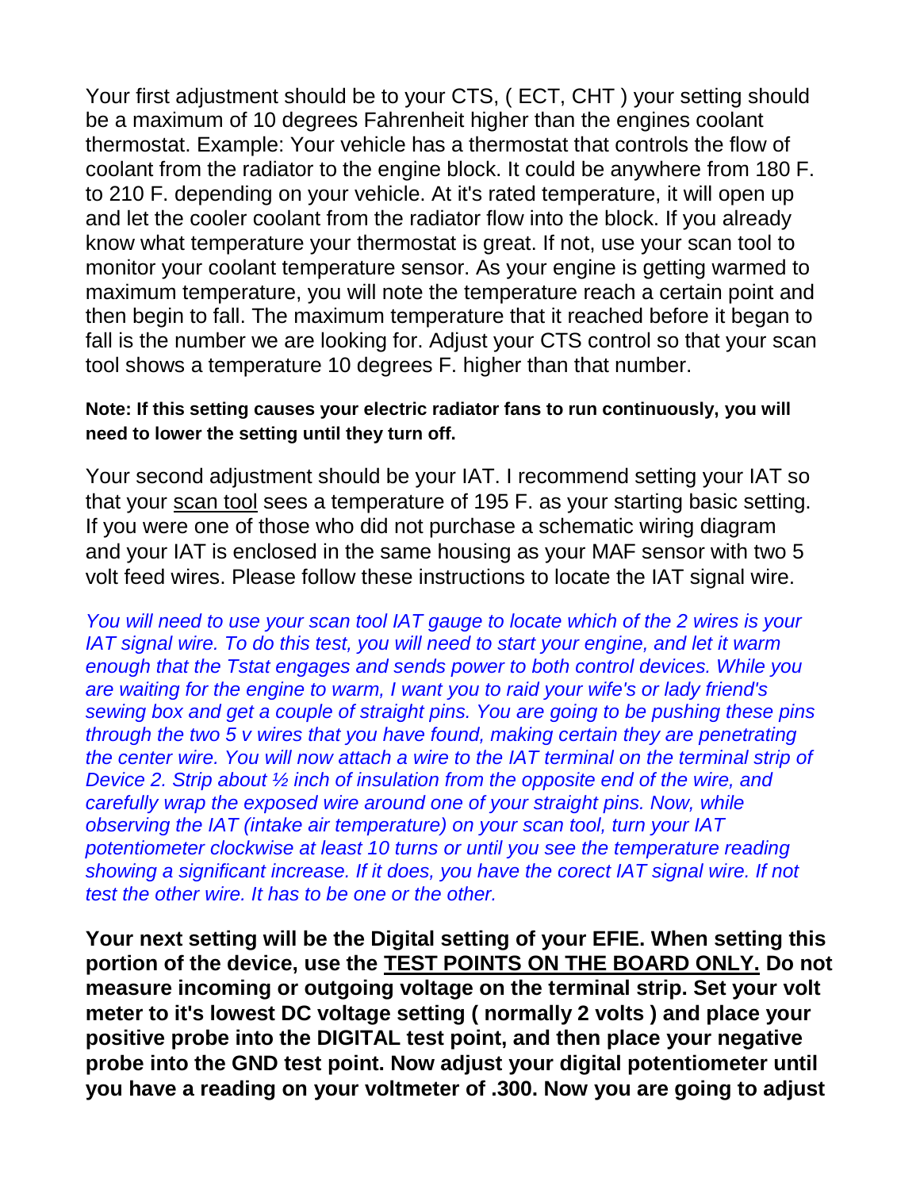Your first adjustment should be to your CTS, ( ECT, CHT ) your setting should be a maximum of 10 degrees Fahrenheit higher than the engines coolant thermostat. Example: Your vehicle has a thermostat that controls the flow of coolant from the radiator to the engine block. It could be anywhere from 180 F. to 210 F. depending on your vehicle. At it's rated temperature, it will open up and let the cooler coolant from the radiator flow into the block. If you already know what temperature your thermostat is great. If not, use your scan tool to monitor your coolant temperature sensor. As your engine is getting warmed to maximum temperature, you will note the temperature reach a certain point and then begin to fall. The maximum temperature that it reached before it began to fall is the number we are looking for. Adjust your CTS control so that your scan tool shows a temperature 10 degrees F. higher than that number.

**Note: If this setting causes your electric radiator fans to run continuously, you will need to lower the setting until they turn off.**

Your second adjustment should be your IAT. I recommend setting your IAT so that your <u>scan tool</u> sees a temperature of 195 F. as your starting basic setting. If you were one of those who did not purchase a schematic wiring diagram and your IAT is enclosed in the same housing as your MAF sensor with two 5 volt feed wires. Please follow these instructions to locate the IAT signal wire.

*You will need to use your scan tool IAT gauge to locate which of the 2 wires is your IAT signal wire. To do this test, you will need to start your engine, and let it warm enough that the Tstat engages and sends power to both control devices. While you are waiting for the engine to warm, I want you to raid your wife's or lady friend's sewing box and get a couple of straight pins. You are going to be pushing these pins through the two 5 v wires that you have found, making certain they are penetrating the center wire. You will now attach a wire to the IAT terminal on the terminal strip of Device 2. Strip about ½ inch of insulation from the opposite end of the wire, and carefully wrap the exposed wire around one of your straight pins. Now, while observing the IAT (intake air temperature) on your scan tool, turn your IAT potentiometer clockwise at least 10 turns or until you see the temperature reading showing a significant increase. If it does, you have the corect IAT signal wire. If not test the other wire. It has to be one or the other.*

**Your next setting will be the Digital setting of your EFIE. When setting this portion of the device, use the <u>TEST POINTS ON THE BOARD ONLY.</u> Do not measure incoming or outgoing voltage on the terminal strip. Set your volt meter to it's lowest DC voltage setting ( normally 2 volts ) and place your positive probe into the DIGITAL test point, and then place your negative probe into the GND test point. Now adjust your digital potentiometer until you have a reading on your voltmeter of .300. Now you are going to adjust**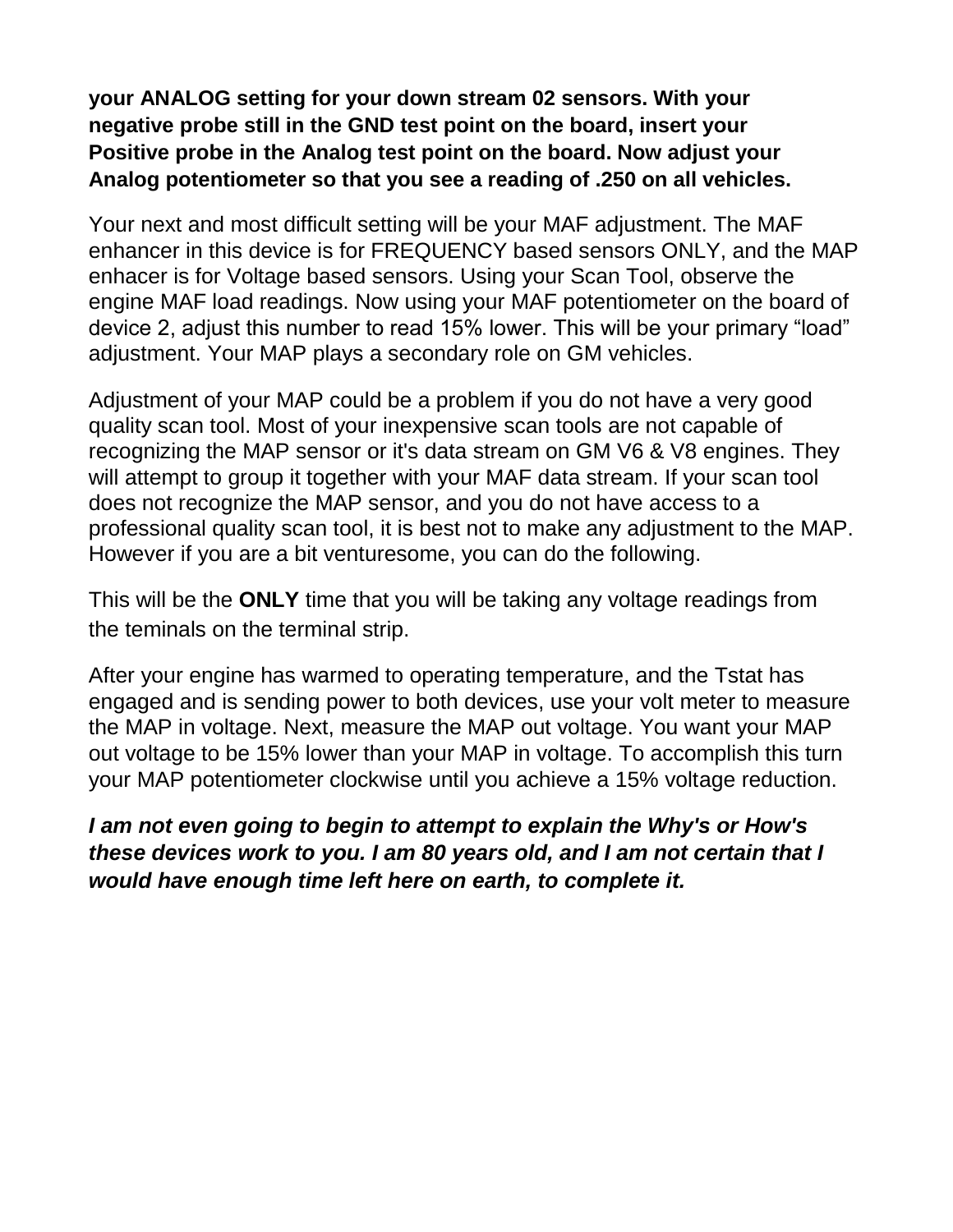**your ANALOG setting for your down stream 02 sensors. With your negative probe still in the GND test point on the board, insert your Positive probe in the Analog test point on the board. Now adjust your Analog potentiometer so that you see a reading of .250 on all vehicles.**

Your next and most difficult setting will be your MAF adjustment. The MAF enhancer in this device is for FREQUENCY based sensors ONLY, and the MAP enhacer is for Voltage based sensors. Using your Scan Tool, observe the engine MAF load readings. Now using your MAF potentiometer on the board of device 2, adjust this number to read 15% lower. This will be your primary "load" adjustment. Your MAP plays a secondary role on GM vehicles.

Adjustment of your MAP could be a problem if you do not have a very good quality scan tool. Most of your inexpensive scan tools are not capable of recognizing the MAP sensor or it's data stream on GM V6 & V8 engines. They will attempt to group it together with your MAF data stream. If your scan tool does not recognize the MAP sensor, and you do not have access to a professional quality scan tool, it is best not to make any adjustment to the MAP. However if you are a bit venturesome, you can do the following.

This will be the **ONLY** time that you will be taking any voltage readings from the teminals on the terminal strip.

After your engine has warmed to operating temperature, and the Tstat has engaged and is sending power to both devices, use your volt meter to measure the MAP in voltage. Next, measure the MAP out voltage. You want your MAP out voltage to be 15% lower than your MAP in voltage. To accomplish this turn your MAP potentiometer clockwise until you achieve a 15% voltage reduction.

***I am not even going to begin to attempt to explain the Why's or How's these devices work to you. I am 80 years old, and I am not certain that I would have enough time left here on earth, to complete it.***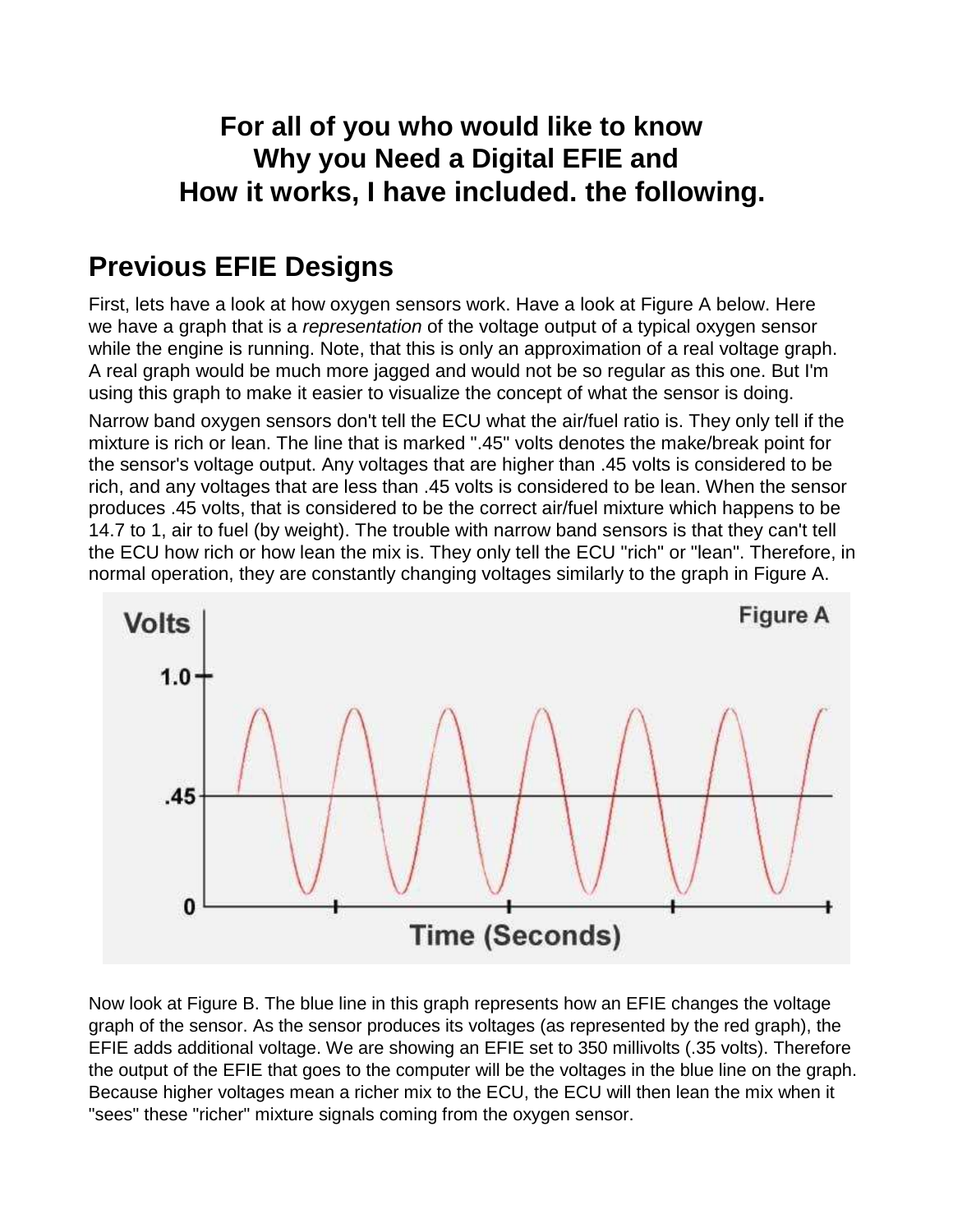**For all of you who would like to know
Why you Need a Digital EFIE and
How it works, I have included. the following.**

## Previous EFIE Designs

First, lets have a look at how oxygen sensors work. Have a look at Figure A below. Here we have a graph that is a *representation* of the voltage output of a typical oxygen sensor while the engine is running. Note, that this is only an approximation of a real voltage graph. A real graph would be much more jagged and would not be so regular as this one. But I'm using this graph to make it easier to visualize the concept of what the sensor is doing.

Narrow band oxygen sensors don't tell the ECU what the air/fuel ratio is. They only tell if the mixture is rich or lean. The line that is marked ".45" volts denotes the make/break point for the sensor's voltage output. Any voltages that are higher than .45 volts is considered to be rich, and any voltages that are less than .45 volts is considered to be lean. When the sensor produces .45 volts, that is considered to be the correct air/fuel mixture which happens to be 14.7 to 1, air to fuel (by weight). The trouble with narrow band sensors is that they can't tell the ECU how rich or how lean the mix is. They only tell the ECU "rich" or "lean". Therefore, in normal operation, they are constantly changing voltages similarly to the graph in Figure A.

Now look at Figure B. The blue line in this graph represents how an EFIE changes the voltage graph of the sensor. As the sensor produces its voltages (as represented by the red graph), the EFIE adds additional voltage. We are showing an EFIE set to 350 millivolts (.35 volts). Therefore the output of the EFIE that goes to the computer will be the voltages in the blue line on the graph. Because higher voltages mean a richer mix to the ECU, the ECU will then lean the mix when it "sees" these "richer" mixture signals coming from the oxygen sensor.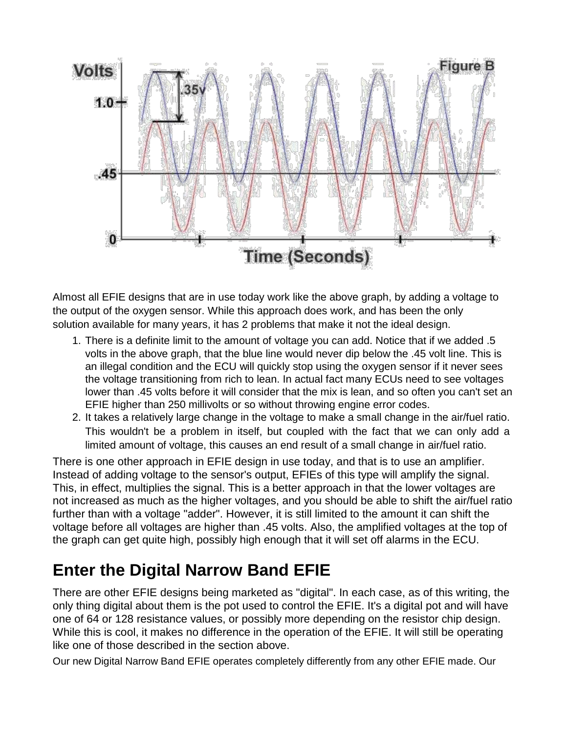Almost all EFIE designs that are in use today work like the above graph, by adding a voltage to the output of the oxygen sensor. While this approach does work, and has been the only solution available for many years, it has 2 problems that make it not the ideal design.

1. There is a definite limit to the amount of voltage you can add. Notice that if we added .5 volts in the above graph, that the blue line would never dip below the .45 volt line. This is an illegal condition and the ECU will quickly stop using the oxygen sensor if it never sees the voltage transitioning from rich to lean. In actual fact many ECUs need to see voltages lower than .45 volts before it will consider that the mix is lean, and so often you can't set an EFIE higher than 250 millivolts or so without throwing engine error codes.
2. It takes a relatively large change in the voltage to make a small change in the air/fuel ratio. This wouldn't be a problem in itself, but coupled with the fact that we can only add a limited amount of voltage, this causes an end result of a small change in air/fuel ratio.

There is one other approach in EFIE design in use today, and that is to use an amplifier. Instead of adding voltage to the sensor's output, EFIEs of this type will amplify the signal. This, in effect, multiplies the signal. This is a better approach in that the lower voltages are not increased as much as the higher voltages, and you should be able to shift the air/fuel ratio further than with a voltage "adder". However, it is still limited to the amount it can shift the voltage before all voltages are higher than .45 volts. Also, the amplified voltages at the top of the graph can get quite high, possibly high enough that it will set off alarms in the ECU.

## Enter the Digital Narrow Band EFIE

There are other EFIE designs being marketed as "digital". In each case, as of this writing, the only thing digital about them is the pot used to control the EFIE. It's a digital pot and will have one of 64 or 128 resistance values, or possibly more depending on the resistor chip design. While this is cool, it makes no difference in the operation of the EFIE. It will still be operating like one of those described in the section above.

Our new Digital Narrow Band EFIE operates completely differently from any other EFIE made. Our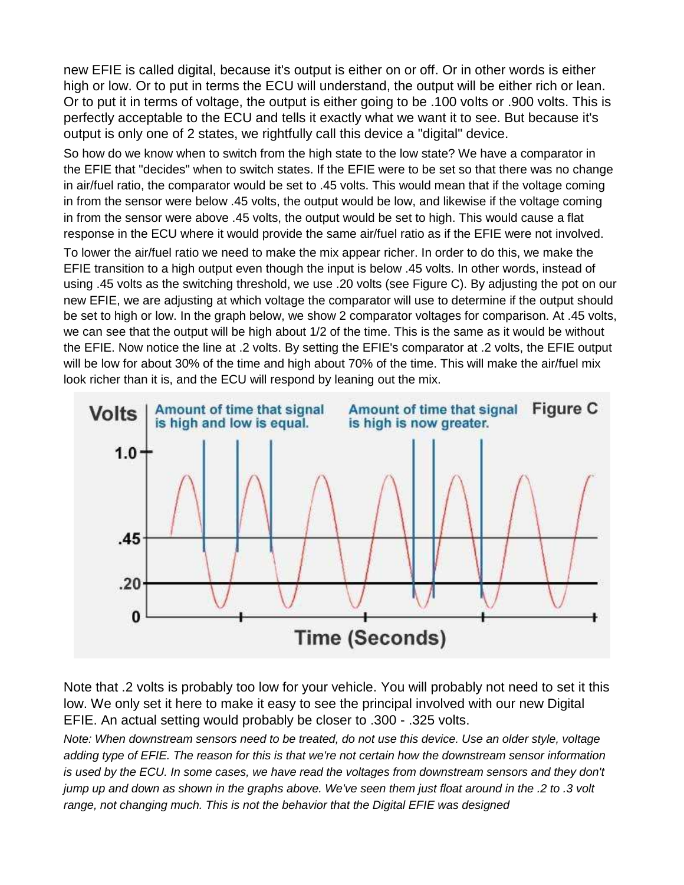new EFIE is called digital, because it's output is either on or off. Or in other words is either high or low. Or to put in terms the ECU will understand, the output will be either rich or lean. Or to put it in terms of voltage, the output is either going to be .100 volts or .900 volts. This is perfectly acceptable to the ECU and tells it exactly what we want it to see. But because it's output is only one of 2 states, we rightfully call this device a "digital" device.

So how do we know when to switch from the high state to the low state? We have a comparator in the EFIE that "decides" when to switch states. If the EFIE were to be set so that there was no change in air/fuel ratio, the comparator would be set to .45 volts. This would mean that if the voltage coming in from the sensor were below .45 volts, the output would be low, and likewise if the voltage coming in from the sensor were above .45 volts, the output would be set to high. This would cause a flat response in the ECU where it would provide the same air/fuel ratio as if the EFIE were not involved.

To lower the air/fuel ratio we need to make the mix appear richer. In order to do this, we make the EFIE transition to a high output even though the input is below .45 volts. In other words, instead of using .45 volts as the switching threshold, we use .20 volts (see Figure C). By adjusting the pot on our new EFIE, we are adjusting at which voltage the comparator will use to determine if the output should be set to high or low. In the graph below, we show 2 comparator voltages for comparison. At .45 volts, we can see that the output will be high about 1/2 of the time. This is the same as it would be without the EFIE. Now notice the line at .2 volts. By setting the EFIE's comparator at .2 volts, the EFIE output will be low for about 30% of the time and high about 70% of the time. This will make the air/fuel mix look richer than it is, and the ECU will respond by leaning out the mix.

Figure C

Note that .2 volts is probably too low for your vehicle. You will probably not need to set it this low. We only set it here to make it easy to see the principal involved with our new Digital EFIE. An actual setting would probably be closer to .300 - .325 volts.

*Note: When downstream sensors need to be treated, do not use this device. Use an older style, voltage adding type of EFIE. The reason for this is that we're not certain how the downstream sensor information is used by the ECU. In some cases, we have read the voltages from downstream sensors and they don't jump up and down as shown in the graphs above. We've seen them just float around in the .2 to .3 volt range, not changing much. This is not the behavior that the Digital EFIE was designed*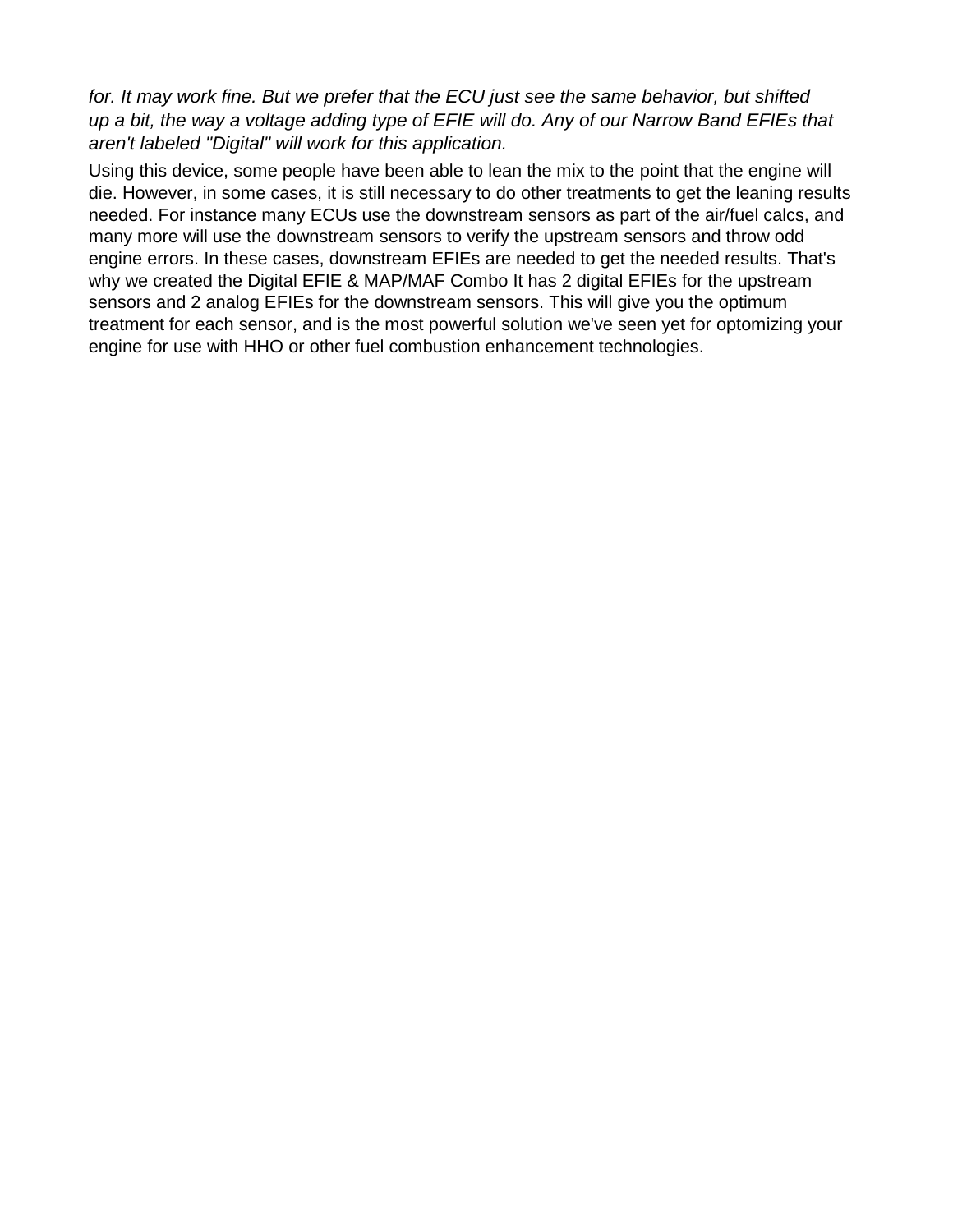*for. It may work fine. But we prefer that the ECU just see the same behavior, but shifted up a bit, the way a voltage adding type of EFIE will do. Any of our Narrow Band EFIEs that aren't labeled "Digital" will work for this application.*

Using this device, some people have been able to lean the mix to the point that the engine will die. However, in some cases, it is still necessary to do other treatments to get the leaning results needed. For instance many ECUs use the downstream sensors as part of the air/fuel calcs, and many more will use the downstream sensors to verify the upstream sensors and throw odd engine errors. In these cases, downstream EFIEs are needed to get the needed results. That's why we created the Digital EFIE & MAP/MAF Combo It has 2 digital EFIEs for the upstream sensors and 2 analog EFIEs for the downstream sensors. This will give you the optimum treatment for each sensor, and is the most powerful solution we've seen yet for optomizing your engine for use with HHO or other fuel combustion enhancement technologies.